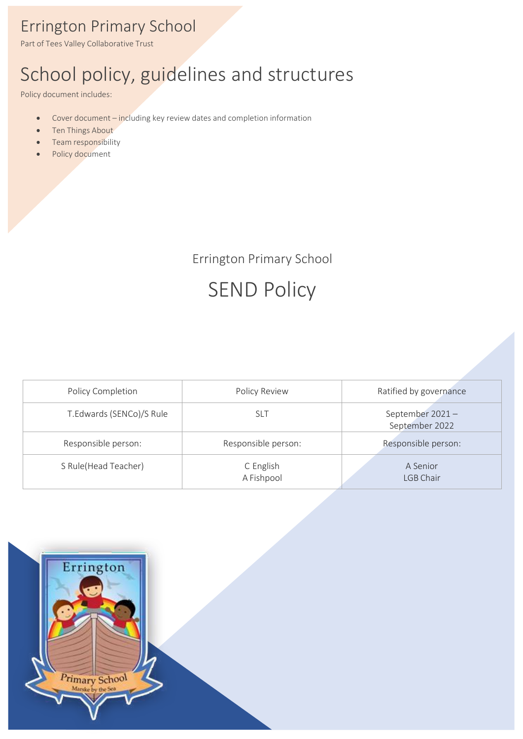# Errington Primary School

Part of Tees Valley Collaborative Trust

# School policy, guidelines and structures

Policy document includes:

- Cover document – including key review dates and completion information
- Ten Things About
- Team responsibility
- Policy document

## Errington Primary School

# SEND Policy

| Policy Completion | Policy Review | Ratified by governance |
|---|---|---|
| T.Edwards (SENCo)/S Rule | SLT | September 2021 – September 2022 |
| Responsible person: | Responsible person: | Responsible person: |
| S Rule(Head Teacher) | C English<br>A Fishpool | A Senior<br>LGB Chair |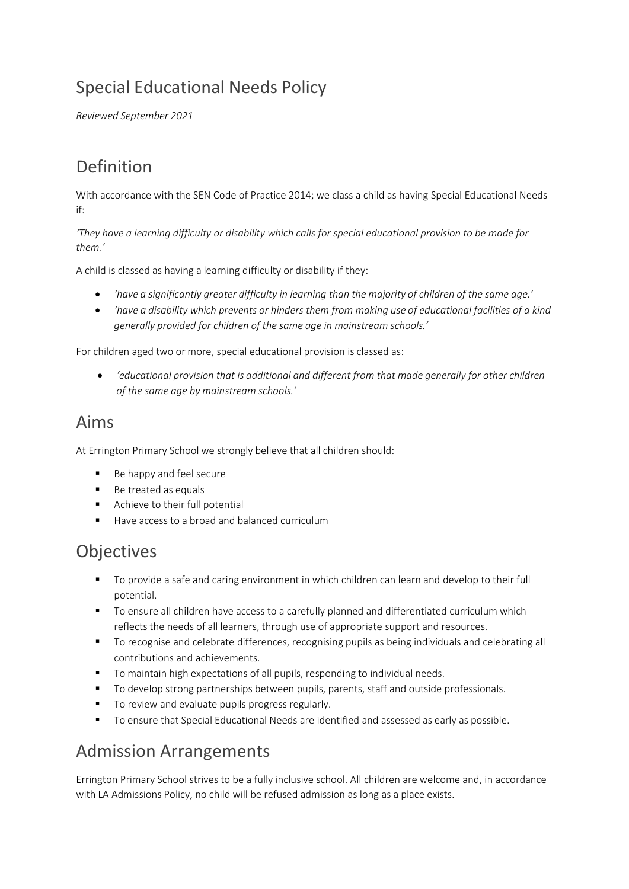# Special Educational Needs Policy

*Reviewed September 2021*

## Definition

With accordance with the SEN Code of Practice 2014; we class a child as having Special Educational Needs if:

*'They have a learning difficulty or disability which calls for special educational provision to be made for them.'*

A child is classed as having a learning difficulty or disability if they:

- *'have a significantly greater difficulty in learning than the majority of children of the same age.'*
- *'have a disability which prevents or hinders them from making use of educational facilities of a kind generally provided for children of the same age in mainstream schools.'*

For children aged two or more, special educational provision is classed as:

- *'educational provision that is additional and different from that made generally for other children of the same age by mainstream schools.'*

## Aims

At Errington Primary School we strongly believe that all children should:

- Be happy and feel secure
- Be treated as equals
- Achieve to their full potential
- Have access to a broad and balanced curriculum

## Objectives

- To provide a safe and caring environment in which children can learn and develop to their full potential.
- To ensure all children have access to a carefully planned and differentiated curriculum which reflects the needs of all learners, through use of appropriate support and resources.
- To recognise and celebrate differences, recognising pupils as being individuals and celebrating all contributions and achievements.
- To maintain high expectations of all pupils, responding to individual needs.
- To develop strong partnerships between pupils, parents, staff and outside professionals.
- To review and evaluate pupils progress regularly.
- To ensure that Special Educational Needs are identified and assessed as early as possible.

## Admission Arrangements

Errington Primary School strives to be a fully inclusive school. All children are welcome and, in accordance with LA Admissions Policy, no child will be refused admission as long as a place exists.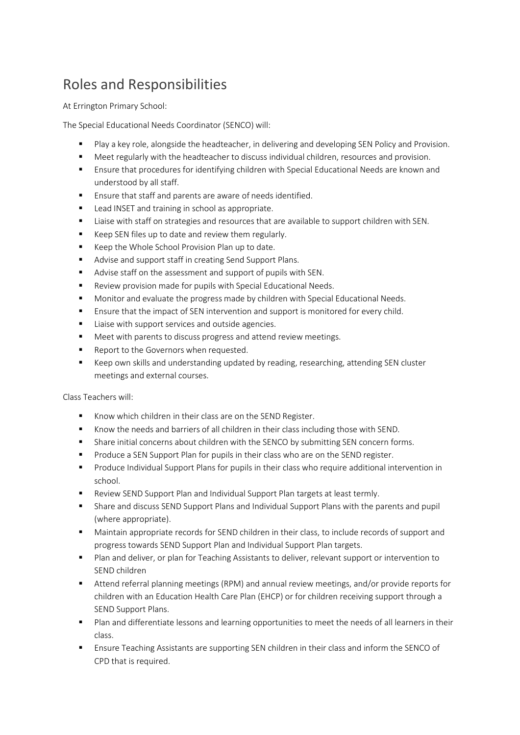# Roles and Responsibilities

At Errington Primary School:

The Special Educational Needs Coordinator (SENCO) will:

- Play a key role, alongside the headteacher, in delivering and developing SEN Policy and Provision.
- Meet regularly with the headteacher to discuss individual children, resources and provision.
- Ensure that procedures for identifying children with Special Educational Needs are known and understood by all staff.
- Ensure that staff and parents are aware of needs identified.
- Lead INSET and training in school as appropriate.
- Liaise with staff on strategies and resources that are available to support children with SEN.
- Keep SEN files up to date and review them regularly.
- Keep the Whole School Provision Plan up to date.
- Advise and support staff in creating Send Support Plans.
- Advise staff on the assessment and support of pupils with SEN.
- Review provision made for pupils with Special Educational Needs.
- Monitor and evaluate the progress made by children with Special Educational Needs.
- Ensure that the impact of SEN intervention and support is monitored for every child.
- Liaise with support services and outside agencies.
- Meet with parents to discuss progress and attend review meetings.
- Report to the Governors when requested.
- Keep own skills and understanding updated by reading, researching, attending SEN cluster meetings and external courses.

Class Teachers will:

- Know which children in their class are on the SEND Register.
- Know the needs and barriers of all children in their class including those with SEND.
- Share initial concerns about children with the SENCO by submitting SEN concern forms.
- Produce a SEN Support Plan for pupils in their class who are on the SEND register.
- Produce Individual Support Plans for pupils in their class who require additional intervention in school.
- Review SEND Support Plan and Individual Support Plan targets at least termly.
- Share and discuss SEND Support Plans and Individual Support Plans with the parents and pupil (where appropriate).
- Maintain appropriate records for SEND children in their class, to include records of support and progress towards SEND Support Plan and Individual Support Plan targets.
- Plan and deliver, or plan for Teaching Assistants to deliver, relevant support or intervention to SEND children
- Attend referral planning meetings (RPM) and annual review meetings, and/or provide reports for children with an Education Health Care Plan (EHCP) or for children receiving support through a SEND Support Plans.
- Plan and differentiate lessons and learning opportunities to meet the needs of all learners in their class.
- Ensure Teaching Assistants are supporting SEN children in their class and inform the SENCO of CPD that is required.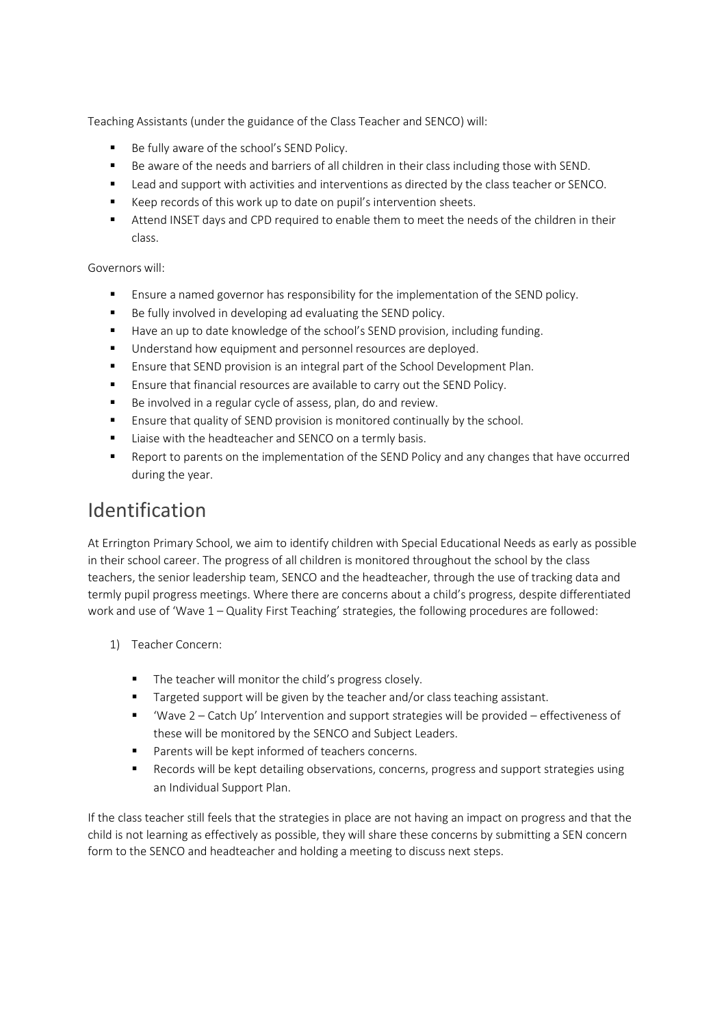Teaching Assistants (under the guidance of the Class Teacher and SENCO) will:

- Be fully aware of the school's SEND Policy.
- Be aware of the needs and barriers of all children in their class including those with SEND.
- Lead and support with activities and interventions as directed by the class teacher or SENCO.
- Keep records of this work up to date on pupil's intervention sheets.
- Attend INSET days and CPD required to enable them to meet the needs of the children in their class.

Governors will:

- Ensure a named governor has responsibility for the implementation of the SEND policy.
- Be fully involved in developing ad evaluating the SEND policy.
- Have an up to date knowledge of the school's SEND provision, including funding.
- Understand how equipment and personnel resources are deployed.
- Ensure that SEND provision is an integral part of the School Development Plan.
- Ensure that financial resources are available to carry out the SEND Policy.
- Be involved in a regular cycle of assess, plan, do and review.
- Ensure that quality of SEND provision is monitored continually by the school.
- Liaise with the headteacher and SENCO on a termly basis.
- Report to parents on the implementation of the SEND Policy and any changes that have occurred during the year.

# Identification

At Errington Primary School, we aim to identify children with Special Educational Needs as early as possible in their school career. The progress of all children is monitored throughout the school by the class teachers, the senior leadership team, SENCO and the headteacher, through the use of tracking data and termly pupil progress meetings. Where there are concerns about a child's progress, despite differentiated work and use of 'Wave 1 – Quality First Teaching' strategies, the following procedures are followed:

1) Teacher Concern:

   - The teacher will monitor the child's progress closely.
   - Targeted support will be given by the teacher and/or class teaching assistant.
   - 'Wave 2 – Catch Up' Intervention and support strategies will be provided – effectiveness of these will be monitored by the SENCO and Subject Leaders.
   - Parents will be kept informed of teachers concerns.
   - Records will be kept detailing observations, concerns, progress and support strategies using an Individual Support Plan.

If the class teacher still feels that the strategies in place are not having an impact on progress and that the child is not learning as effectively as possible, they will share these concerns by submitting a SEN concern form to the SENCO and headteacher and holding a meeting to discuss next steps.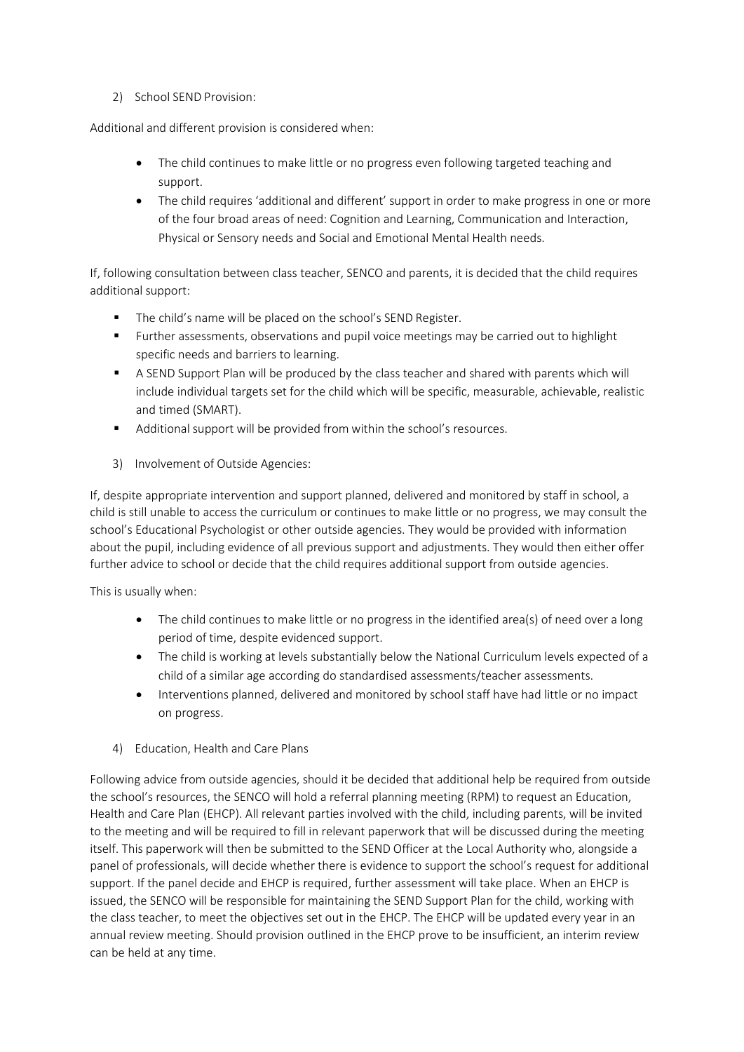2) School SEND Provision:

Additional and different provision is considered when:

- The child continues to make little or no progress even following targeted teaching and support.
- The child requires 'additional and different' support in order to make progress in one or more of the four broad areas of need: Cognition and Learning, Communication and Interaction, Physical or Sensory needs and Social and Emotional Mental Health needs.

If, following consultation between class teacher, SENCO and parents, it is decided that the child requires additional support:

- The child's name will be placed on the school's SEND Register.
- Further assessments, observations and pupil voice meetings may be carried out to highlight specific needs and barriers to learning.
- A SEND Support Plan will be produced by the class teacher and shared with parents which will include individual targets set for the child which will be specific, measurable, achievable, realistic and timed (SMART).
- Additional support will be provided from within the school's resources.

3) Involvement of Outside Agencies:

If, despite appropriate intervention and support planned, delivered and monitored by staff in school, a child is still unable to access the curriculum or continues to make little or no progress, we may consult the school's Educational Psychologist or other outside agencies. They would be provided with information about the pupil, including evidence of all previous support and adjustments. They would then either offer further advice to school or decide that the child requires additional support from outside agencies.

This is usually when:

- The child continues to make little or no progress in the identified area(s) of need over a long period of time, despite evidenced support.
- The child is working at levels substantially below the National Curriculum levels expected of a child of a similar age according do standardised assessments/teacher assessments.
- Interventions planned, delivered and monitored by school staff have had little or no impact on progress.

4) Education, Health and Care Plans

Following advice from outside agencies, should it be decided that additional help be required from outside the school's resources, the SENCO will hold a referral planning meeting (RPM) to request an Education, Health and Care Plan (EHCP). All relevant parties involved with the child, including parents, will be invited to the meeting and will be required to fill in relevant paperwork that will be discussed during the meeting itself. This paperwork will then be submitted to the SEND Officer at the Local Authority who, alongside a panel of professionals, will decide whether there is evidence to support the school's request for additional support. If the panel decide and EHCP is required, further assessment will take place. When an EHCP is issued, the SENCO will be responsible for maintaining the SEND Support Plan for the child, working with the class teacher, to meet the objectives set out in the EHCP. The EHCP will be updated every year in an annual review meeting. Should provision outlined in the EHCP prove to be insufficient, an interim review can be held at any time.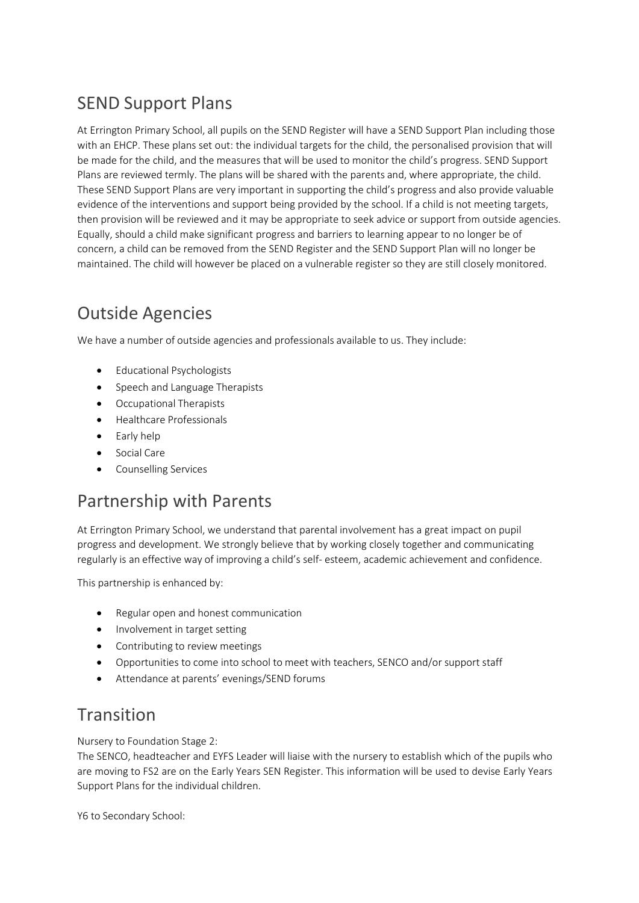## SEND Support Plans

At Errington Primary School, all pupils on the SEND Register will have a SEND Support Plan including those with an EHCP. These plans set out: the individual targets for the child, the personalised provision that will be made for the child, and the measures that will be used to monitor the child's progress. SEND Support Plans are reviewed termly. The plans will be shared with the parents and, where appropriate, the child. These SEND Support Plans are very important in supporting the child's progress and also provide valuable evidence of the interventions and support being provided by the school. If a child is not meeting targets, then provision will be reviewed and it may be appropriate to seek advice or support from outside agencies. Equally, should a child make significant progress and barriers to learning appear to no longer be of concern, a child can be removed from the SEND Register and the SEND Support Plan will no longer be maintained. The child will however be placed on a vulnerable register so they are still closely monitored.

## Outside Agencies

We have a number of outside agencies and professionals available to us. They include:

- Educational Psychologists
- Speech and Language Therapists
- Occupational Therapists
- Healthcare Professionals
- Early help
- Social Care
- Counselling Services

## Partnership with Parents

At Errington Primary School, we understand that parental involvement has a great impact on pupil progress and development. We strongly believe that by working closely together and communicating regularly is an effective way of improving a child's self- esteem, academic achievement and confidence.

This partnership is enhanced by:

- Regular open and honest communication
- Involvement in target setting
- Contributing to review meetings
- Opportunities to come into school to meet with teachers, SENCO and/or support staff
- Attendance at parents' evenings/SEND forums

## Transition

Nursery to Foundation Stage 2:
The SENCO, headteacher and EYFS Leader will liaise with the nursery to establish which of the pupils who are moving to FS2 are on the Early Years SEN Register. This information will be used to devise Early Years Support Plans for the individual children.

Y6 to Secondary School: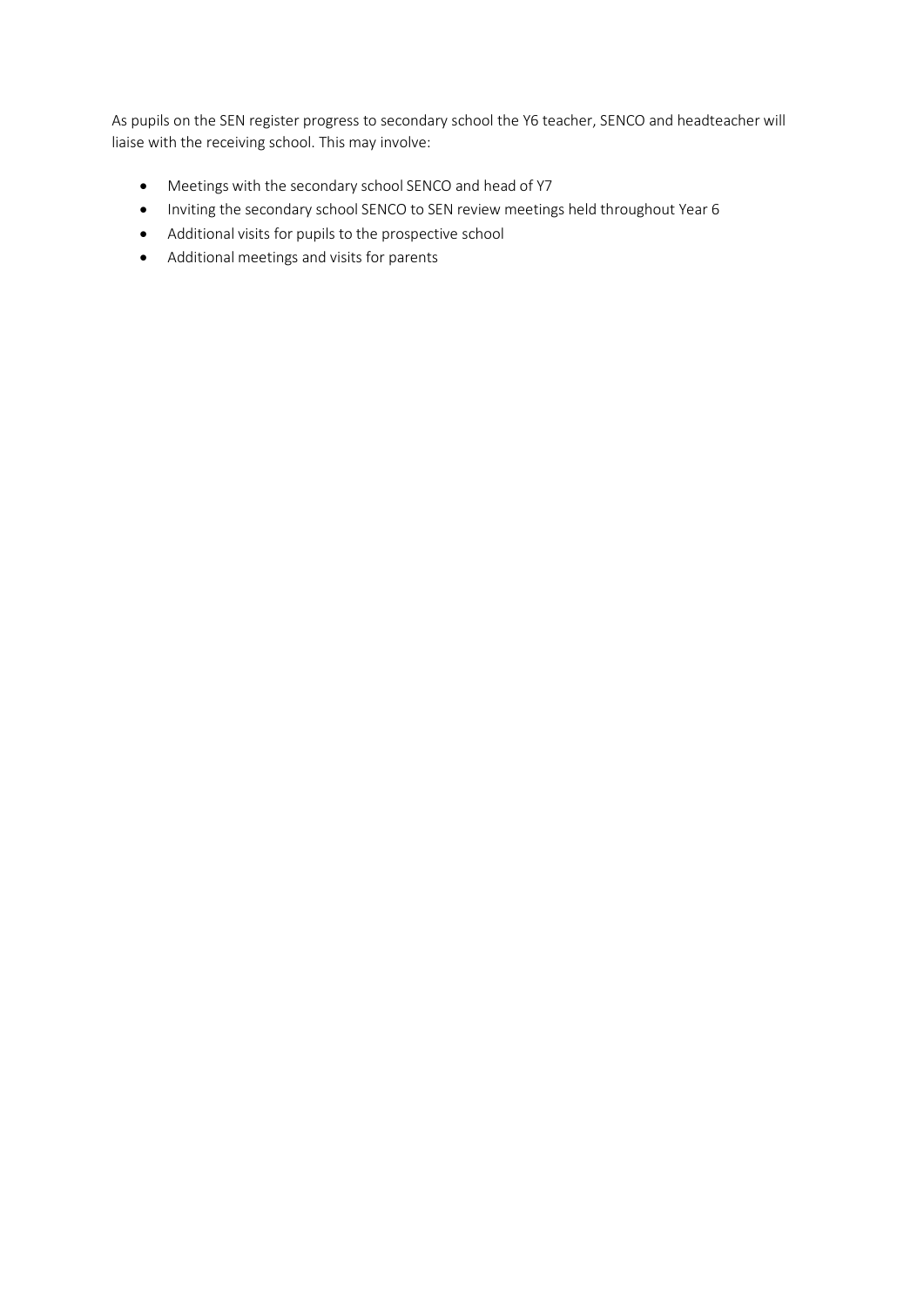As pupils on the SEN register progress to secondary school the Y6 teacher, SENCO and headteacher will liaise with the receiving school. This may involve:

- Meetings with the secondary school SENCO and head of Y7
- Inviting the secondary school SENCO to SEN review meetings held throughout Year 6
- Additional visits for pupils to the prospective school
- Additional meetings and visits for parents